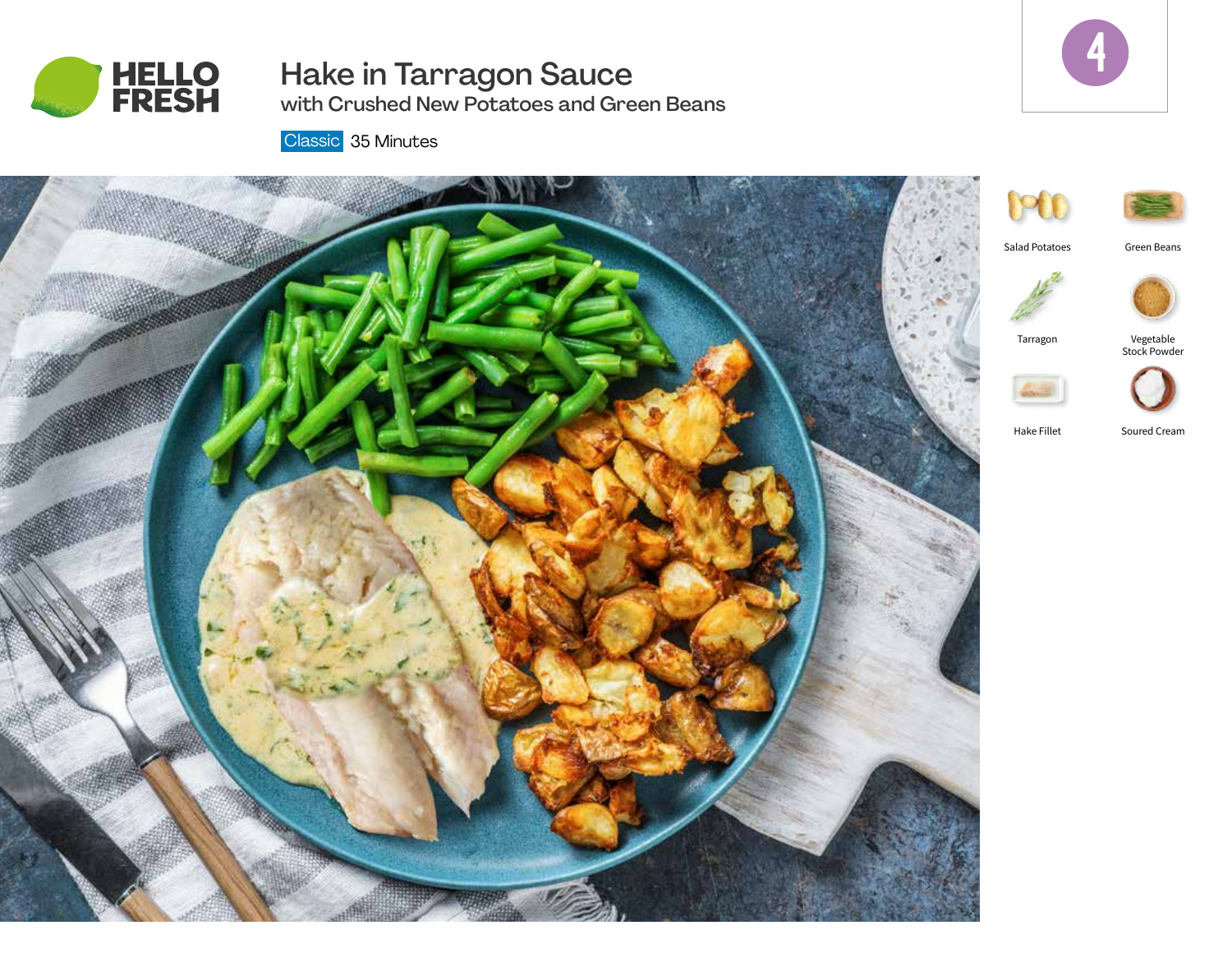# Hake in Tarragon Sauce

## with Crushed New Potatoes and Green Beans

Classic 35 Minutes

4

- Salad Potatoes
- Green Beans
- Tarragon
- Vegetable Stock Powder
- Hake Fillet
- Soured Cream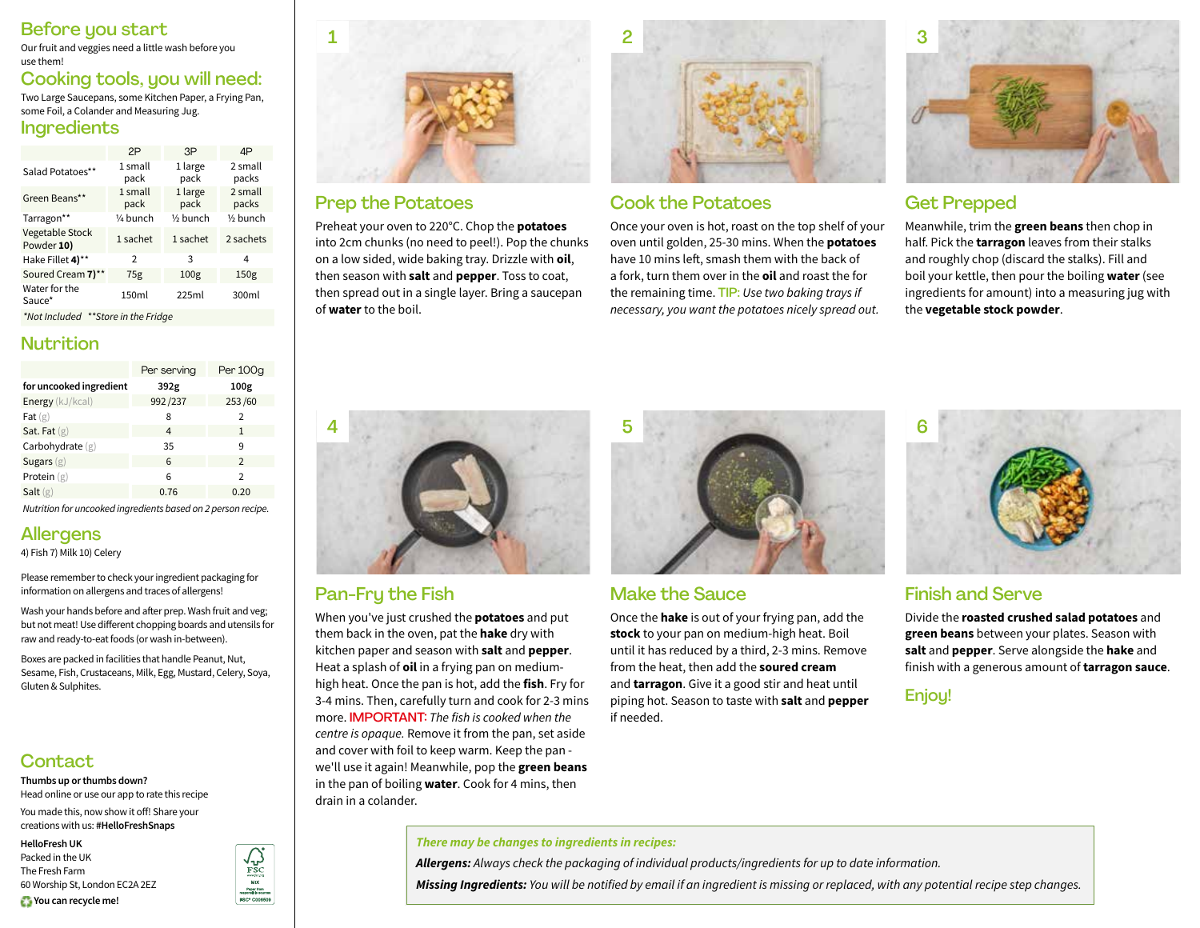## Before you start

Our fruit and veggies need a little wash before you use them!

## Cooking tools, you will need:

Two Large Saucepans, some Kitchen Paper, a Frying Pan, some Foil, a Colander and Measuring Jug.

## Ingredients

| | 2P | 3P | 4P |
|---|---|---|---|
| Salad Potatoes** | 1 small pack | 1 large pack | 2 small packs |
| Green Beans** | 1 small pack | 1 large pack | 2 small packs |
| Tarragon** | ¼ bunch | ½ bunch | ½ bunch |
| Vegetable Stock Powder **10)** | 1 sachet | 1 sachet | 2 sachets |
| Hake Fillet **4)**** | 2 | 3 | 4 |
| Soured Cream **7)**** | 75g | 100g | 150g |
| Water for the Sauce* | 150ml | 225ml | 300ml |

*\*Not Included \*\*Store in the Fridge*

## Nutrition

| | Per serving | Per 100g |
|---|---|---|
| **for uncooked ingredient** | **392g** | **100g** |
| Energy (kJ/kcal) | 992 /237 | 253 /60 |
| Fat (g) | 8 | 2 |
| Sat. Fat (g) | 4 | 1 |
| Carbohydrate (g) | 35 | 9 |
| Sugars (g) | 6 | 2 |
| Protein (g) | 6 | 2 |
| Salt (g) | 0.76 | 0.20 |

*Nutrition for uncooked ingredients based on 2 person recipe.*

## Allergens

4) Fish 7) Milk 10) Celery

Please remember to check your ingredient packaging for information on allergens and traces of allergens!

Wash your hands before and after prep. Wash fruit and veg; but not meat! Use different chopping boards and utensils for raw and ready-to-eat foods (or wash in-between).

Boxes are packed in facilities that handle Peanut, Nut, Sesame, Fish, Crustaceans, Milk, Egg, Mustard, Celery, Soya, Gluten & Sulphites.

## Contact

**Thumbs up or thumbs down?**
Head online or use our app to rate this recipe

You made this, now show it off! Share your creations with us: **#HelloFreshSnaps**

**HelloFresh UK**
Packed in the UK
The Fresh Farm
60 Worship St, London EC2A 2EZ

**You can recycle me!**

### 1 Prep the Potatoes

Preheat your oven to 220°C. Chop the **potatoes** into 2cm chunks (no need to peel!). Pop the chunks on a low sided, wide baking tray. Drizzle with **oil**, then season with **salt** and **pepper**. Toss to coat, then spread out in a single layer. Bring a saucepan of **water** to the boil.

### 2 Cook the Potatoes

Once your oven is hot, roast on the top shelf of your oven until golden, 25-30 mins. When the **potatoes** have 10 mins left, smash them with the back of a fork, turn them over in the **oil** and roast the for the remaining time. TIP: *Use two baking trays if necessary, you want the potatoes nicely spread out.*

### 3 Get Prepped

Meanwhile, trim the **green beans** then chop in half. Pick the **tarragon** leaves from their stalks and roughly chop (discard the stalks). Fill and boil your kettle, then pour the boiling **water** (see ingredients for amount) into a measuring jug with the **vegetable stock powder**.

### 4 Pan-Fry the Fish

When you've just crushed the **potatoes** and put them back in the oven, pat the **hake** dry with kitchen paper and season with **salt** and **pepper**. Heat a splash of **oil** in a frying pan on medium-high heat. Once the pan is hot, add the **fish**. Fry for 3-4 mins. Then, carefully turn and cook for 2-3 mins more. IMPORTANT: *The fish is cooked when the centre is opaque.* Remove it from the pan, set aside and cover with foil to keep warm. Keep the pan - we'll use it again! Meanwhile, pop the **green beans** in the pan of boiling **water**. Cook for 4 mins, then drain in a colander.

### 5 Make the Sauce

Once the **hake** is out of your frying pan, add the **stock** to your pan on medium-high heat. Boil until it has reduced by a third, 2-3 mins. Remove from the heat, then add the **soured cream** and **tarragon**. Give it a good stir and heat until piping hot. Season to taste with **salt** and **pepper** if needed.

### 6 Finish and Serve

Divide the **roasted crushed salad potatoes** and **green beans** between your plates. Season with **salt** and **pepper**. Serve alongside the **hake** and finish with a generous amount of **tarragon sauce**.

**Enjoy!**

***There may be changes to ingredients in recipes:***

***Allergens:*** *Always check the packaging of individual products/ingredients for up to date information.*

***Missing Ingredients:*** *You will be notified by email if an ingredient is missing or replaced, with any potential recipe step changes.*